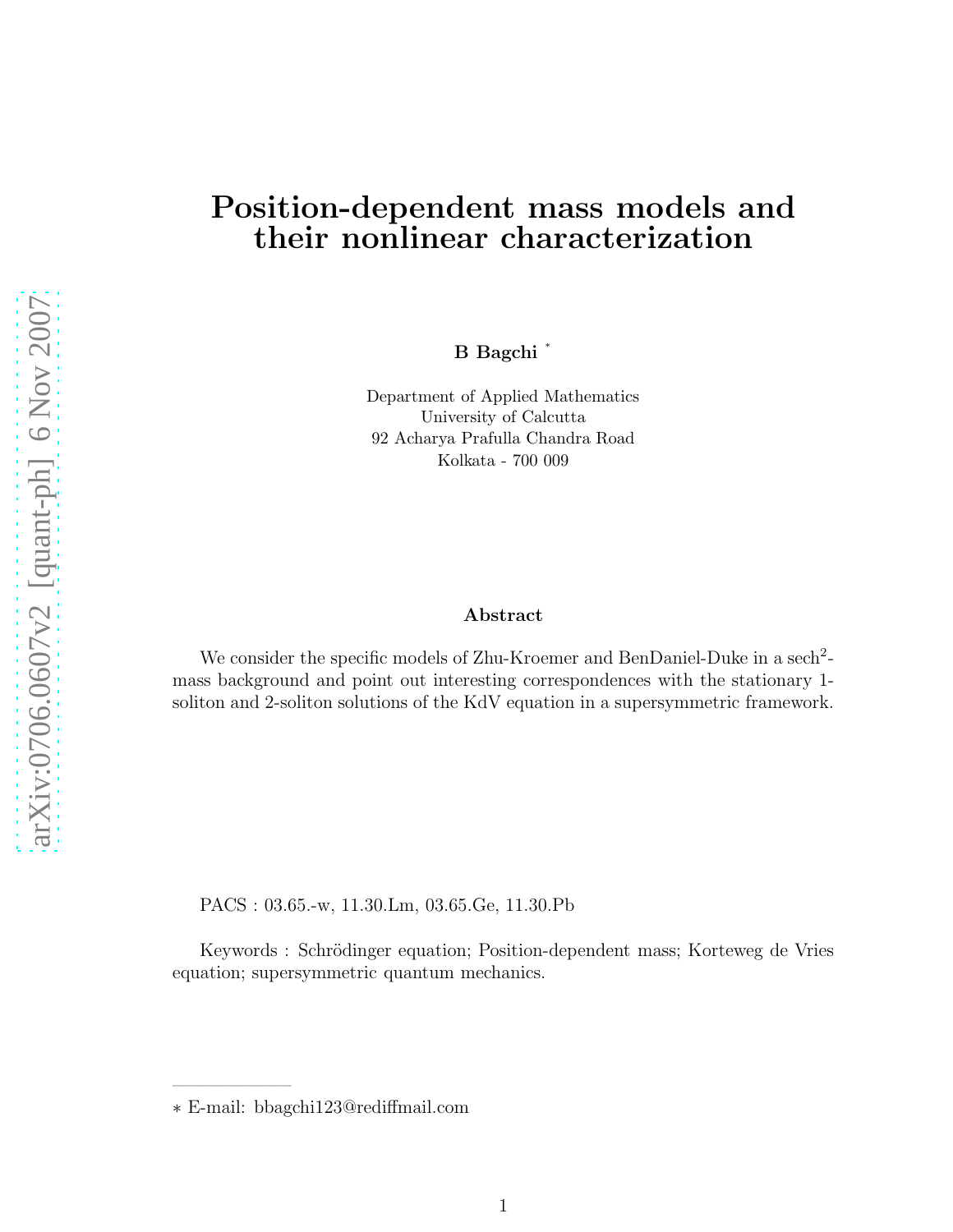# Position-dependent mass models and their nonlinear characterization

**B Bagchi** *

Department of Applied Mathematics
University of Calcutta
92 Acharya Prafulla Chandra Road
Kolkata - 700 009

## Abstract

We consider the specific models of Zhu-Kroemer and BenDaniel-Duke in a $\text{sech}^2$-mass background and point out interesting correspondences with the stationary 1-soliton and 2-soliton solutions of the KdV equation in a supersymmetric framework.

PACS : 03.65.-w, 11.30.Lm, 03.65.Ge, 11.30.Pb

Keywords : Schrödinger equation; Position-dependent mass; Korteweg de Vries equation; supersymmetric quantum mechanics.

---

∗ E-mail: bbagchi123@rediffmail.com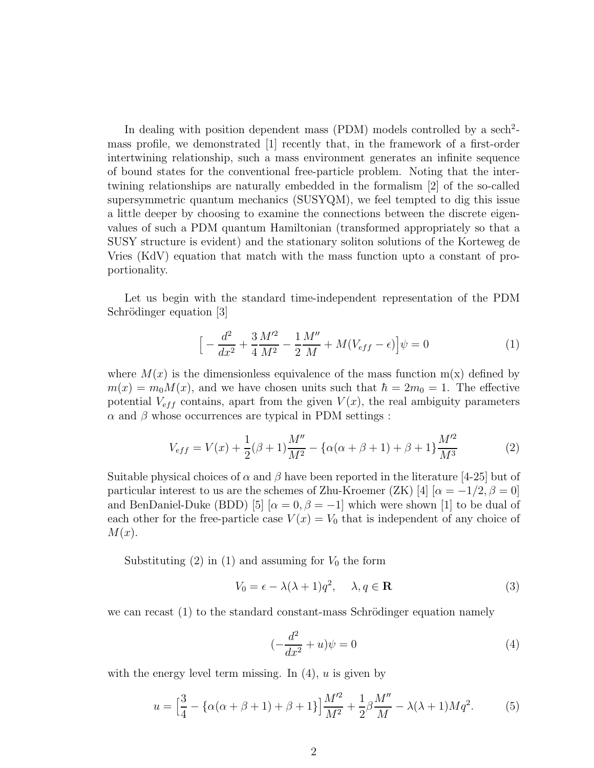In dealing with position dependent mass (PDM) models controlled by a $\mathrm{sech}^2$-mass profile, we demonstrated [1] recently that, in the framework of a first-order intertwining relationship, such a mass environment generates an infinite sequence of bound states for the conventional free-particle problem. Noting that the intertwining relationships are naturally embedded in the formalism [2] of the so-called supersymmetric quantum mechanics (SUSYQM), we feel tempted to dig this issue a little deeper by choosing to examine the connections between the discrete eigenvalues of such a PDM quantum Hamiltonian (transformed appropriately so that a SUSY structure is evident) and the stationary soliton solutions of the Korteweg de Vries (KdV) equation that match with the mass function upto a constant of proportionality.

Let us begin with the standard time-independent representation of the PDM Schrödinger equation [3]

$$\Big[-\frac{d^2}{dx^2}+\frac{3}{4}\frac{M'^2}{M^2}-\frac{1}{2}\frac{M''}{M}+M(V_{eff}-\epsilon)\Big]\psi=0 \tag{1}$$

where $M(x)$ is the dimensionless equivalence of the mass function m(x) defined by $m(x)=m_0M(x)$, and we have chosen units such that $\hbar=2m_0=1$. The effective potential $V_{eff}$ contains, apart from the given $V(x)$, the real ambiguity parameters $\alpha$ and $\beta$ whose occurrences are typical in PDM settings :

$$V_{eff}=V(x)+\frac{1}{2}(\beta+1)\frac{M''}{M^2}-\{\alpha(\alpha+\beta+1)+\beta+1\}\frac{M'^2}{M^3} \tag{2}$$

Suitable physical choices of $\alpha$ and $\beta$ have been reported in the literature [4-25] but of particular interest to us are the schemes of Zhu-Kroemer (ZK) [4] $[\alpha=-1/2,\beta=0]$ and BenDaniel-Duke (BDD) [5] $[\alpha=0,\beta=-1]$ which were shown [1] to be dual of each other for the free-particle case $V(x)=V_0$ that is independent of any choice of $M(x)$.

Substituting (2) in (1) and assuming for $V_0$ the form

$$V_0=\epsilon-\lambda(\lambda+1)q^2,\quad \lambda,q\in\mathbf{R} \tag{3}$$

we can recast (1) to the standard constant-mass Schrödinger equation namely

$$(-\frac{d^2}{dx^2}+u)\psi=0 \tag{4}$$

with the energy level term missing. In (4), $u$ is given by

$$u=\Big[\frac{3}{4}-\{\alpha(\alpha+\beta+1)+\beta+1\}\Big]\frac{M'^2}{M^2}+\frac{1}{2}\beta\frac{M''}{M}-\lambda(\lambda+1)Mq^2. \tag{5}$$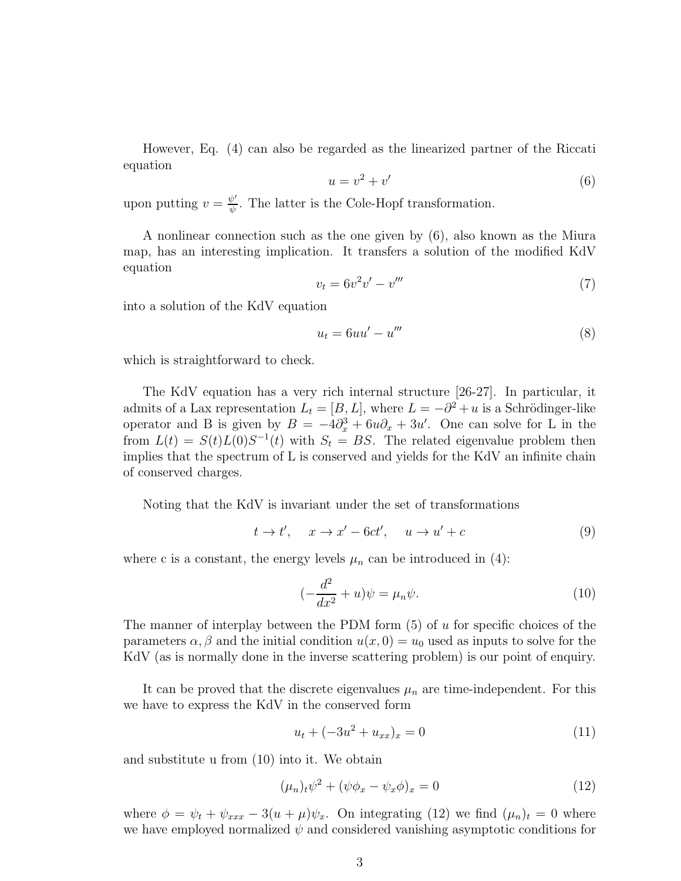However, Eq. (4) can also be regarded as the linearized partner of the Riccati equation

$$u = v^2 + v' \tag{6}$$

upon putting $v = \frac{\psi'}{\psi}$. The latter is the Cole-Hopf transformation.

A nonlinear connection such as the one given by (6), also known as the Miura map, has an interesting implication. It transfers a solution of the modified KdV equation

$$v_t = 6v^2 v' - v''' \tag{7}$$

into a solution of the KdV equation

$$u_t = 6uu' - u''' \tag{8}$$

which is straightforward to check.

The KdV equation has a very rich internal structure [26-27]. In particular, it admits of a Lax representation $L_t = [B, L]$, where $L = -\partial^2 + u$ is a Schrödinger-like operator and B is given by $B = -4\partial_x^3 + 6u\partial_x + 3u'$. One can solve for L in the from $L(t) = S(t)L(0)S^{-1}(t)$ with $S_t = BS$. The related eigenvalue problem then implies that the spectrum of L is conserved and yields for the KdV an infinite chain of conserved charges.

Noting that the KdV is invariant under the set of transformations

$$t \to t', \quad x \to x' - 6ct', \quad u \to u' + c \tag{9}$$

where c is a constant, the energy levels $\mu_n$ can be introduced in (4):

$$(-\frac{d^2}{dx^2} + u)\psi = \mu_n \psi. \tag{10}$$

The manner of interplay between the PDM form (5) of $u$ for specific choices of the parameters $\alpha, \beta$ and the initial condition $u(x, 0) = u_0$ used as inputs to solve for the KdV (as is normally done in the inverse scattering problem) is our point of enquiry.

It can be proved that the discrete eigenvalues $\mu_n$ are time-independent. For this we have to express the KdV in the conserved form

$$u_t + (-3u^2 + u_{xx})_x = 0 \tag{11}$$

and substitute u from (10) into it. We obtain

$$(\mu_n)_t \psi^2 + (\psi\phi_x - \psi_x \phi)_x = 0 \tag{12}$$

where $\phi = \psi_t + \psi_{xxx} - 3(u + \mu)\psi_x$. On integrating (12) we find $(\mu_n)_t = 0$ where we have employed normalized $\psi$ and considered vanishing asymptotic conditions for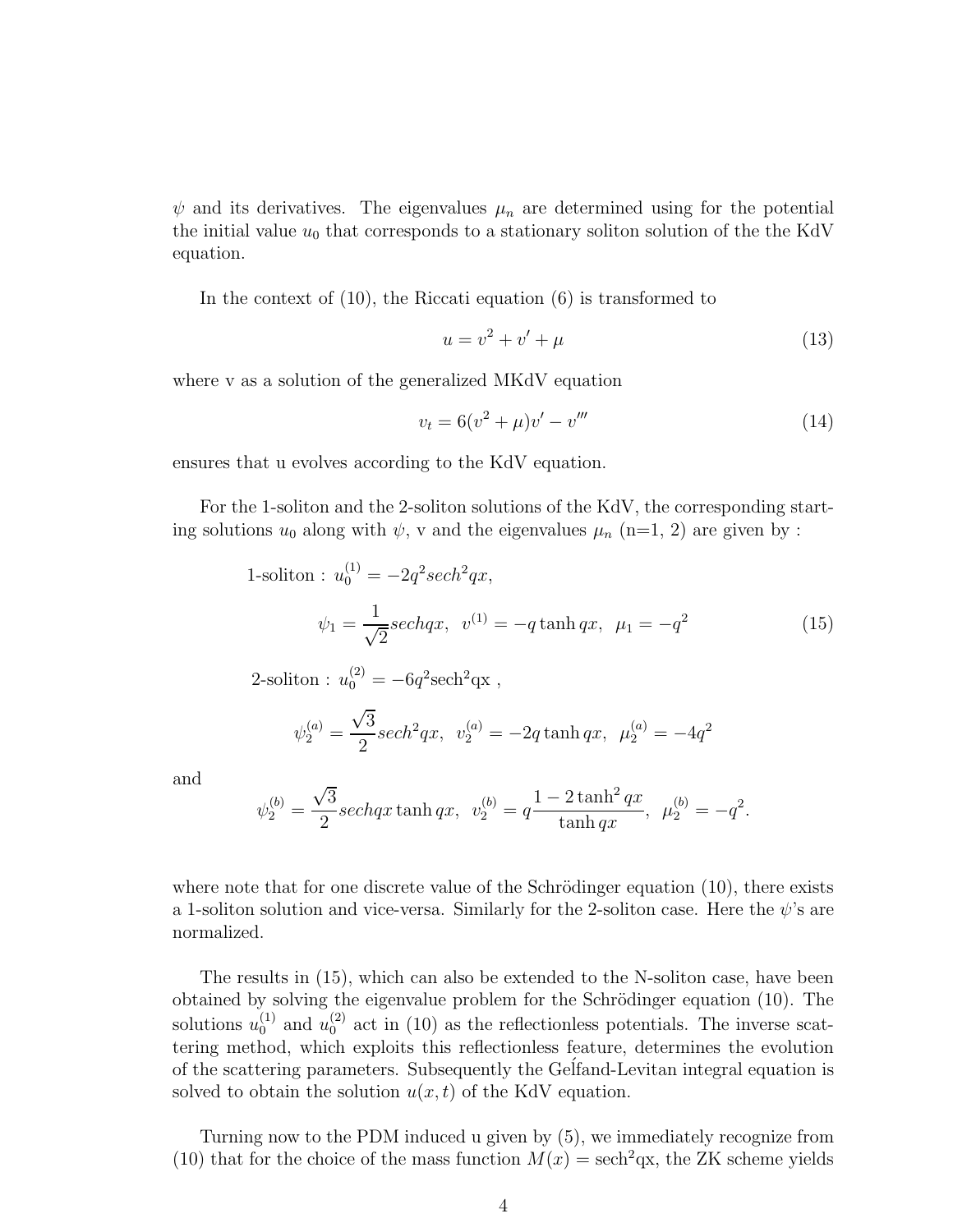$\psi$ and its derivatives. The eigenvalues $\mu_n$ are determined using for the potential the initial value $u_0$ that corresponds to a stationary soliton solution of the the KdV equation.

In the context of (10), the Riccati equation (6) is transformed to

$$u = v^2 + v' + \mu \tag{13}$$

where v as a solution of the generalized MKdV equation

$$v_t = 6(v^2 + \mu)v' - v''' \tag{14}$$

ensures that u evolves according to the KdV equation.

For the 1-soliton and the 2-soliton solutions of the KdV, the corresponding starting solutions $u_0$ along with $\psi$, v and the eigenvalues $\mu_n$ (n=1, 2) are given by :

$$\text{1-soliton : } u_0^{(1)} = -2q^2 sech^2 qx,$$

$$\psi_1 = \frac{1}{\sqrt{2}} sech qx, \;\; v^{(1)} = -q \tanh qx, \;\; \mu_1 = -q^2 \tag{15}$$

$$\text{2-soliton : } u_0^{(2)} = -6q^2 \text{sech}^2 \text{qx} \ ,$$

$$\psi_2^{(a)} = \frac{\sqrt{3}}{2} sech^2 qx, \;\; v_2^{(a)} = -2q \tanh qx, \;\; \mu_2^{(a)} = -4q^2$$

and

$$\psi_2^{(b)} = \frac{\sqrt{3}}{2} sech qx \tanh qx, \;\; v_2^{(b)} = q \frac{1 - 2\tanh^2 qx}{\tanh qx}, \;\; \mu_2^{(b)} = -q^2.$$

where note that for one discrete value of the Schrödinger equation (10), there exists a 1-soliton solution and vice-versa. Similarly for the 2-soliton case. Here the $\psi$'s are normalized.

The results in (15), which can also be extended to the N-soliton case, have been obtained by solving the eigenvalue problem for the Schrödinger equation (10). The solutions $u_0^{(1)}$ and $u_0^{(2)}$ act in (10) as the reflectionless potentials. The inverse scattering method, which exploits this reflectionless feature, determines the evolution of the scattering parameters. Subsequently the Gel′fand-Levitan integral equation is solved to obtain the solution $u(x,t)$ of the KdV equation.

Turning now to the PDM induced u given by (5), we immediately recognize from (10) that for the choice of the mass function $M(x) = \text{sech}^2\text{qx}$, the ZK scheme yields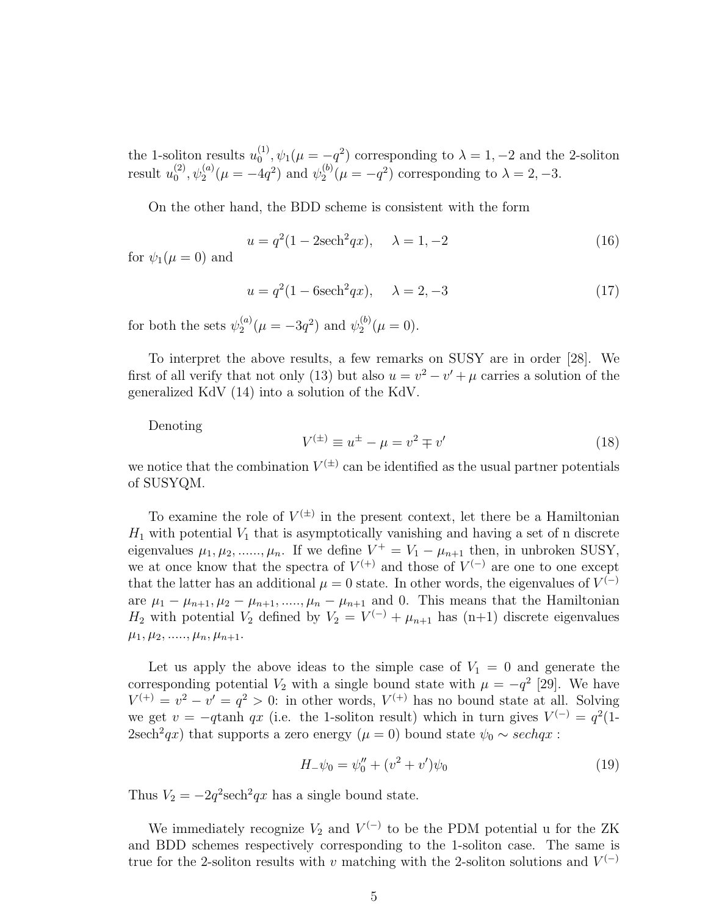the 1-soliton results $u_0^{(1)}, \psi_1(\mu = -q^2)$ corresponding to $\lambda = 1, -2$ and the 2-soliton result $u_0^{(2)}, \psi_2^{(a)}(\mu = -4q^2)$ and $\psi_2^{(b)}(\mu = -q^2)$ corresponding to $\lambda = 2, -3$.

On the other hand, the BDD scheme is consistent with the form

$$u = q^2(1 - 2\text{sech}^2 qx), \quad \lambda = 1, -2 \tag{16}$$

for $\psi_1(\mu = 0)$ and

$$u = q^2(1 - 6\text{sech}^2 qx), \quad \lambda = 2, -3 \tag{17}$$

for both the sets $\psi_2^{(a)}(\mu = -3q^2)$ and $\psi_2^{(b)}(\mu = 0)$.

To interpret the above results, a few remarks on SUSY are in order [28]. We first of all verify that not only (13) but also $u = v^2 - v' + \mu$ carries a solution of the generalized KdV (14) into a solution of the KdV.

Denoting

$$V^{(\pm)} \equiv u^{\pm} - \mu = v^2 \mp v' \tag{18}$$

we notice that the combination $V^{(\pm)}$ can be identified as the usual partner potentials of SUSYQM.

To examine the role of $V^{(\pm)}$ in the present context, let there be a Hamiltonian $H_1$ with potential $V_1$ that is asymptotically vanishing and having a set of n discrete eigenvalues $\mu_1, \mu_2, ......, \mu_n$. If we define $V^+ = V_1 - \mu_{n+1}$ then, in unbroken SUSY, we at once know that the spectra of $V^{(+)}$ and those of $V^{(-)}$ are one to one except that the latter has an additional $\mu = 0$ state. In other words, the eigenvalues of $V^{(-)}$ are $\mu_1 - \mu_{n+1}, \mu_2 - \mu_{n+1}, ....., \mu_n - \mu_{n+1}$ and 0. This means that the Hamiltonian $H_2$ with potential $V_2$ defined by $V_2 = V^{(-)} + \mu_{n+1}$ has (n+1) discrete eigenvalues $\mu_1, \mu_2, ....., \mu_n, \mu_{n+1}$.

Let us apply the above ideas to the simple case of $V_1 = 0$ and generate the corresponding potential $V_2$ with a single bound state with $\mu = -q^2$ [29]. We have $V^{(+)} = v^2 - v' = q^2 > 0$: in other words, $V^{(+)}$ has no bound state at all. Solving we get $v = -q\tanh qx$ (i.e. the 1-soliton result) which in turn gives $V^{(-)} = q^2(1\text{-}2\text{sech}^2 qx)$ that supports a zero energy ($\mu = 0$) bound state $\psi_0 \sim \text{sech}\, qx$ :

$$H_- \psi_0 = \psi_0'' + (v^2 + v')\psi_0 \tag{19}$$

Thus $V_2 = -2q^2\text{sech}^2 qx$ has a single bound state.

We immediately recognize $V_2$ and $V^{(-)}$ to be the PDM potential u for the ZK and BDD schemes respectively corresponding to the 1-soliton case. The same is true for the 2-soliton results with $v$ matching with the 2-soliton solutions and $V^{(-)}$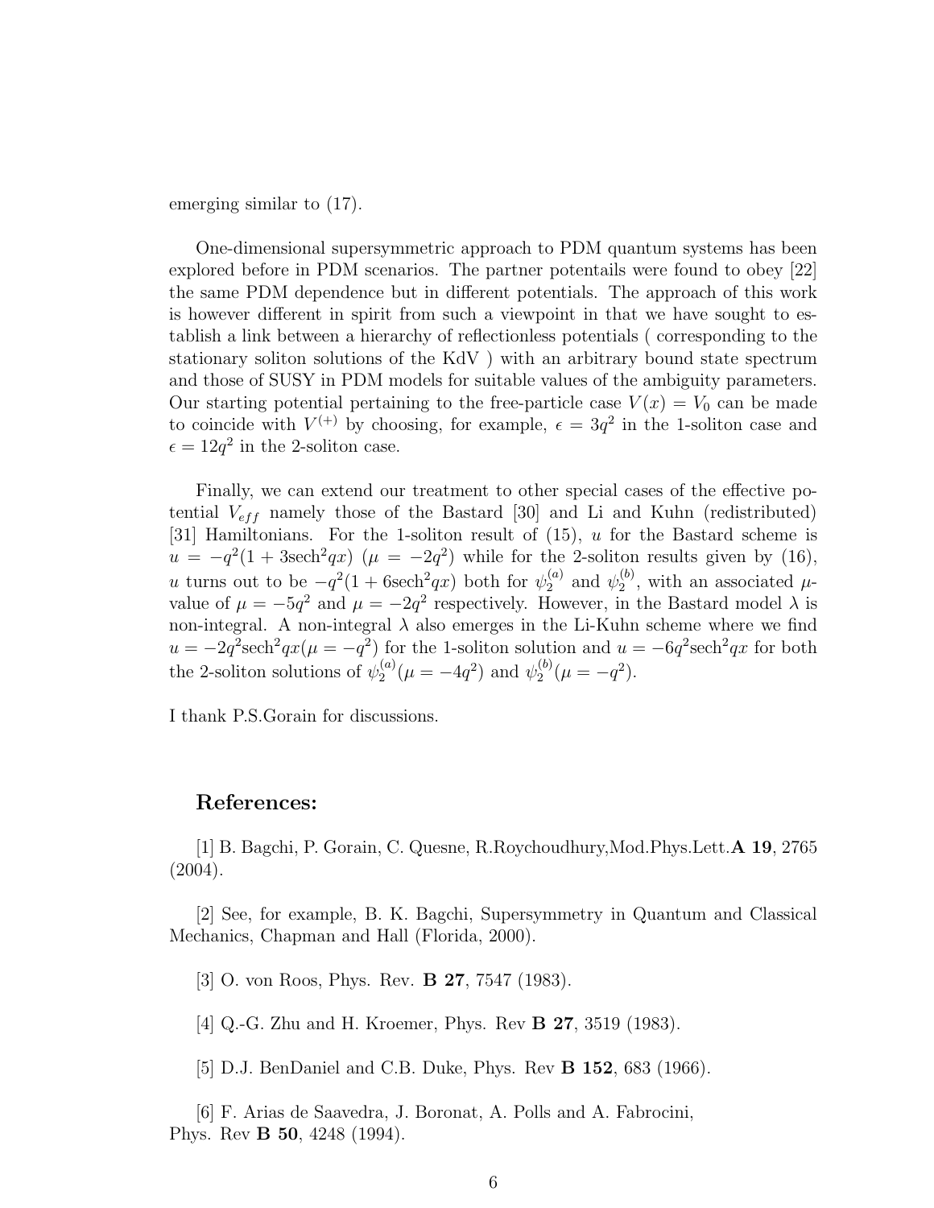emerging similar to (17).

One-dimensional supersymmetric approach to PDM quantum systems has been explored before in PDM scenarios. The partner potentails were found to obey [22] the same PDM dependence but in different potentials. The approach of this work is however different in spirit from such a viewpoint in that we have sought to establish a link between a hierarchy of reflectionless potentials ( corresponding to the stationary soliton solutions of the KdV ) with an arbitrary bound state spectrum and those of SUSY in PDM models for suitable values of the ambiguity parameters. Our starting potential pertaining to the free-particle case $V(x) = V_0$ can be made to coincide with $V^{(+)}$ by choosing, for example, $\epsilon = 3q^2$ in the 1-soliton case and $\epsilon = 12q^2$ in the 2-soliton case.

Finally, we can extend our treatment to other special cases of the effective potential $V_{eff}$ namely those of the Bastard [30] and Li and Kuhn (redistributed) [31] Hamiltonians. For the 1-soliton result of (15), $u$ for the Bastard scheme is $u = -q^2(1 + 3\text{sech}^2 qx)$ $(\mu = -2q^2)$ while for the 2-soliton results given by (16), $u$ turns out to be $-q^2(1 + 6\text{sech}^2 qx)$ both for $\psi_2^{(a)}$ and $\psi_2^{(b)}$, with an associated $\mu$-value of $\mu = -5q^2$ and $\mu = -2q^2$ respectively. However, in the Bastard model $\lambda$ is non-integral. A non-integral $\lambda$ also emerges in the Li-Kuhn scheme where we find $u = -2q^2\text{sech}^2 qx(\mu = -q^2)$ for the 1-soliton solution and $u = -6q^2\text{sech}^2 qx$ for both the 2-soliton solutions of $\psi_2^{(a)}(\mu = -4q^2)$ and $\psi_2^{(b)}(\mu = -q^2)$.

I thank P.S.Gorain for discussions.

## References:

[1] B. Bagchi, P. Gorain, C. Quesne, R.Roychoudhury,Mod.Phys.Lett.**A 19**, 2765 (2004).

[2] See, for example, B. K. Bagchi, Supersymmetry in Quantum and Classical Mechanics, Chapman and Hall (Florida, 2000).

[3] O. von Roos, Phys. Rev. **B 27**, 7547 (1983).

[4] Q.-G. Zhu and H. Kroemer, Phys. Rev **B 27**, 3519 (1983).

[5] D.J. BenDaniel and C.B. Duke, Phys. Rev **B 152**, 683 (1966).

[6] F. Arias de Saavedra, J. Boronat, A. Polls and A. Fabrocini, Phys. Rev **B 50**, 4248 (1994).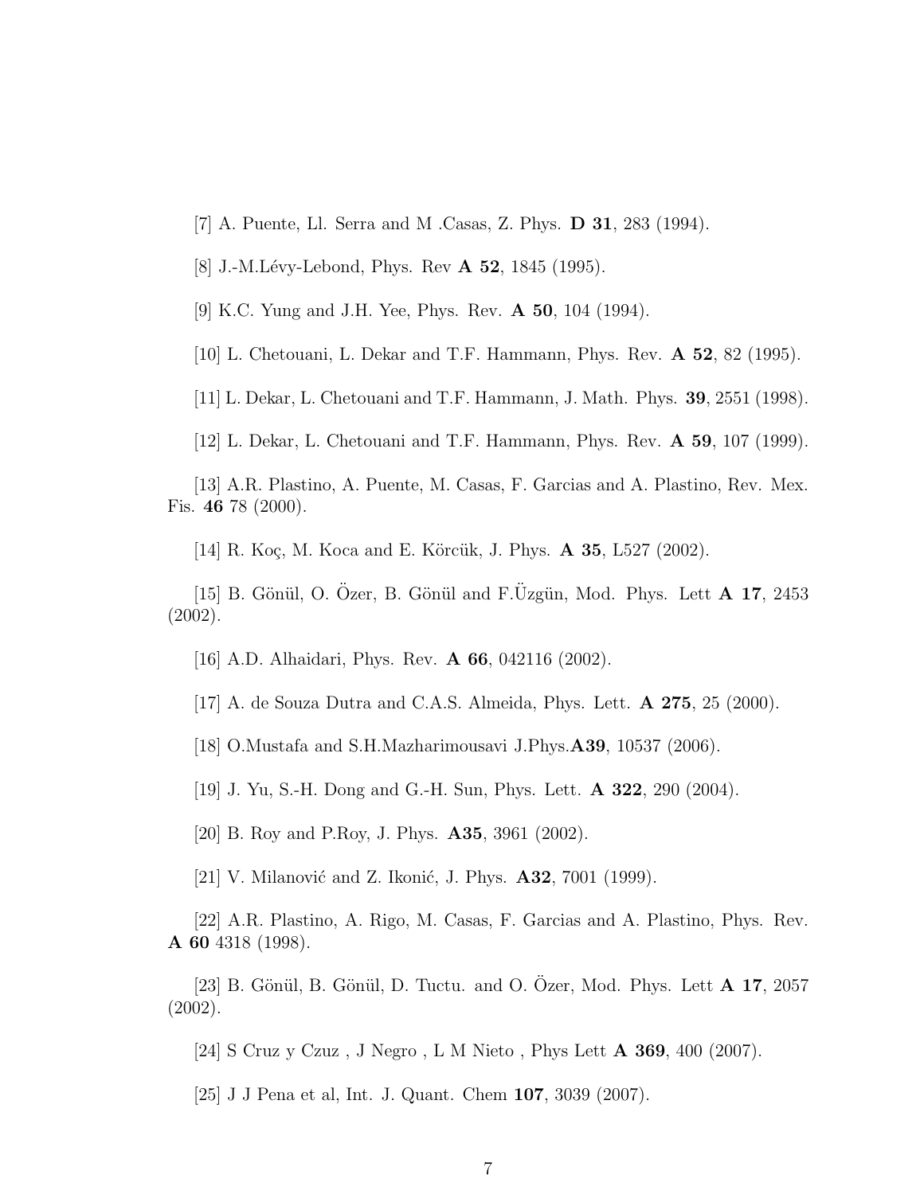[7] A. Puente, Ll. Serra and M .Casas, Z. Phys. **D 31**, 283 (1994).

[8] J.-M.Lévy-Lebond, Phys. Rev **A 52**, 1845 (1995).

[9] K.C. Yung and J.H. Yee, Phys. Rev. **A 50**, 104 (1994).

[10] L. Chetouani, L. Dekar and T.F. Hammann, Phys. Rev. **A 52**, 82 (1995).

[11] L. Dekar, L. Chetouani and T.F. Hammann, J. Math. Phys. **39**, 2551 (1998).

[12] L. Dekar, L. Chetouani and T.F. Hammann, Phys. Rev. **A 59**, 107 (1999).

[13] A.R. Plastino, A. Puente, M. Casas, F. Garcias and A. Plastino, Rev. Mex. Fis. **46** 78 (2000).

[14] R. Koç, M. Koca and E. Körcük, J. Phys. **A 35**, L527 (2002).

[15] B. Gönül, O. Özer, B. Gönül and F.Üzgün, Mod. Phys. Lett **A 17**, 2453 (2002).

[16] A.D. Alhaidari, Phys. Rev. **A 66**, 042116 (2002).

[17] A. de Souza Dutra and C.A.S. Almeida, Phys. Lett. **A 275**, 25 (2000).

[18] O.Mustafa and S.H.Mazharimousavi J.Phys.**A39**, 10537 (2006).

[19] J. Yu, S.-H. Dong and G.-H. Sun, Phys. Lett. **A 322**, 290 (2004).

[20] B. Roy and P.Roy, J. Phys. **A35**, 3961 (2002).

[21] V. Milanović and Z. Ikonić, J. Phys. **A32**, 7001 (1999).

[22] A.R. Plastino, A. Rigo, M. Casas, F. Garcias and A. Plastino, Phys. Rev. **A 60** 4318 (1998).

[23] B. Gönül, B. Gönül, D. Tuctu. and O. Özer, Mod. Phys. Lett **A 17**, 2057 (2002).

[24] S Cruz y Czuz , J Negro , L M Nieto , Phys Lett **A 369**, 400 (2007).

[25] J J Pena et al, Int. J. Quant. Chem **107**, 3039 (2007).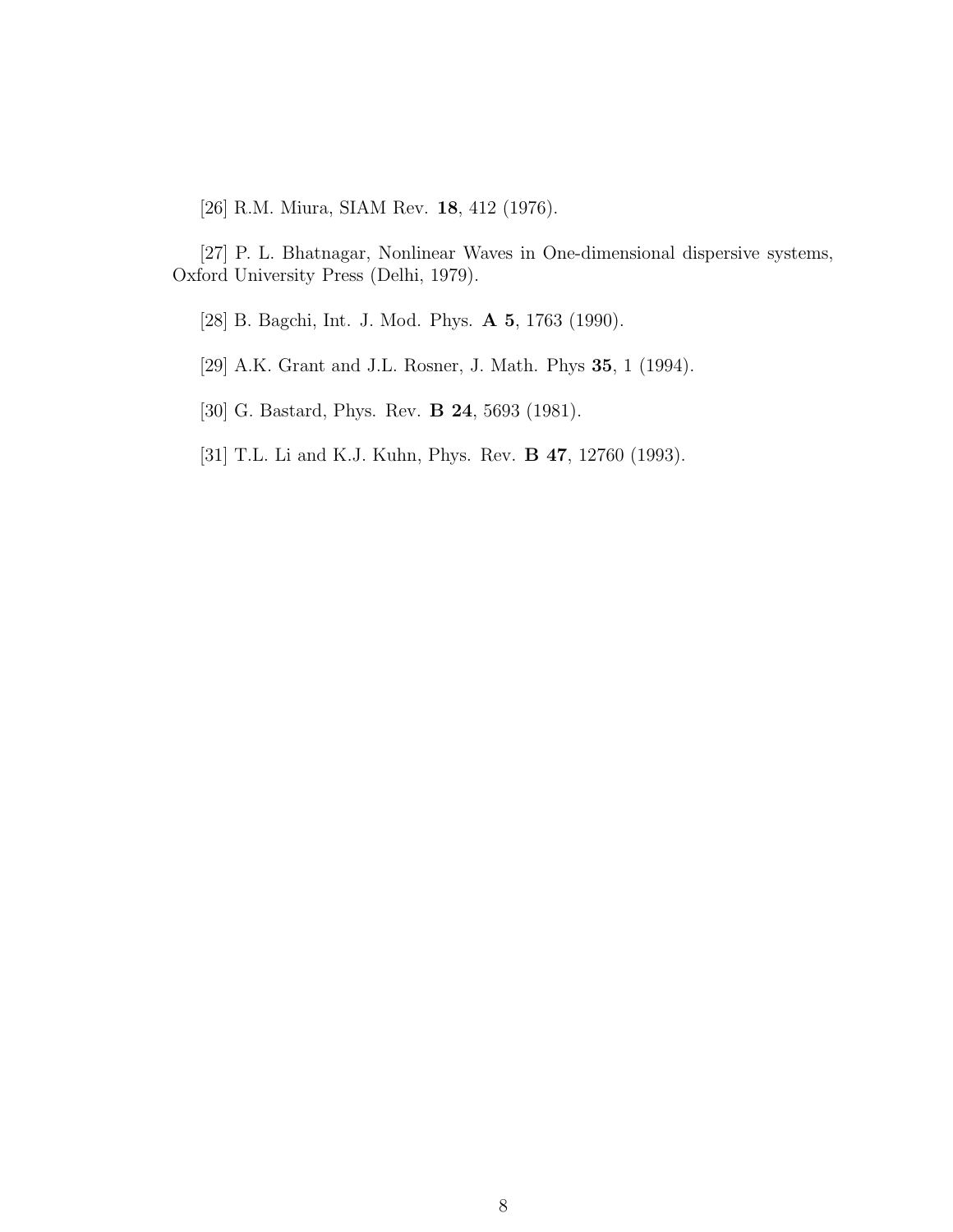[26] R.M. Miura, SIAM Rev. **18**, 412 (1976).

[27] P. L. Bhatnagar, Nonlinear Waves in One-dimensional dispersive systems, Oxford University Press (Delhi, 1979).

[28] B. Bagchi, Int. J. Mod. Phys. **A 5**, 1763 (1990).

[29] A.K. Grant and J.L. Rosner, J. Math. Phys **35**, 1 (1994).

[30] G. Bastard, Phys. Rev. **B 24**, 5693 (1981).

[31] T.L. Li and K.J. Kuhn, Phys. Rev. **B 47**, 12760 (1993).